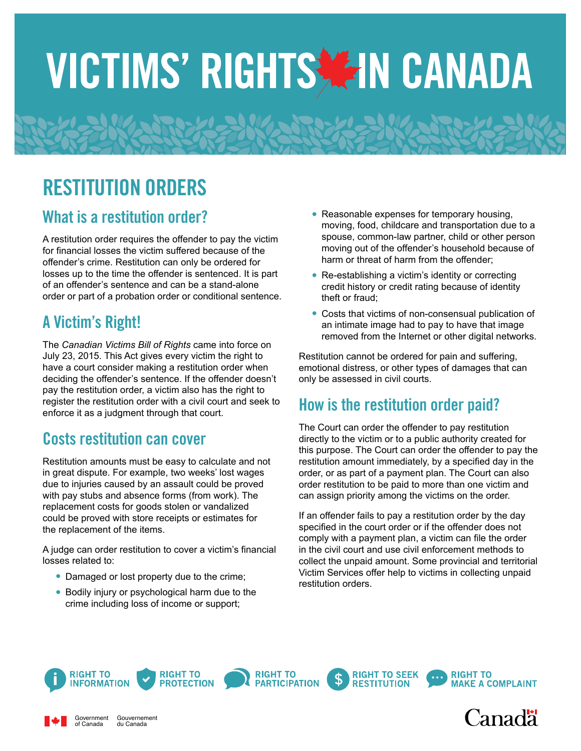# VICTIMS' RIGHTS IN CANADA

## RESTITUTION ORDERS

### What is a restitution order?

A restitution order requires the offender to pay the victim for financial losses the victim suffered because of the offender's crime. Restitution can only be ordered for losses up to the time the offender is sentenced. It is part of an offender's sentence and can be a stand-alone order or part of a probation order or conditional sentence.

### A Victim's Right!

The *Canadian Victims Bill of Rights* came into force on July 23, 2015. This Act gives every victim the right to have a court consider making a restitution order when deciding the offender's sentence. If the offender doesn't pay the restitution order, a victim also has the right to register the restitution order with a civil court and seek to enforce it as a judgment through that court.

### Costs restitution can cover

Restitution amounts must be easy to calculate and not in great dispute. For example, two weeks' lost wages due to injuries caused by an assault could be proved with pay stubs and absence forms (from work). The replacement costs for goods stolen or vandalized could be proved with store receipts or estimates for the replacement of the items.

A judge can order restitution to cover a victim's financial losses related to:

- Damaged or lost property due to the crime;
- Bodily injury or psychological harm due to the crime including loss of income or support;
- Reasonable expenses for temporary housing, moving, food, childcare and transportation due to a spouse, common-law partner, child or other person moving out of the offender's household because of harm or threat of harm from the offender;
- Re-establishing a victim's identity or correcting credit history or credit rating because of identity theft or fraud;
- Costs that victims of non-consensual publication of an intimate image had to pay to have that image removed from the Internet or other digital networks.

Restitution cannot be ordered for pain and suffering, emotional distress, or other types of damages that can only be assessed in civil courts.

### How is the restitution order paid?

The Court can order the offender to pay restitution directly to the victim or to a public authority created for this purpose. The Court can order the offender to pay the restitution amount immediately, by a specified day in the order, or as part of a payment plan. The Court can also order restitution to be paid to more than one victim and can assign priority among the victims on the order.

If an offender fails to pay a restitution order by the day specified in the court order or if the offender does not comply with a payment plan, a victim can file the order in the civil court and use civil enforcement methods to collect the unpaid amount. Some provincial and territorial Victim Services offer help to victims in collecting unpaid restitution orders.

RIGHT TO INFORMATION | RIGHT TO PROTECTION | RIGHT TO PARTICIPATION | RIGHT TO SEEK RESTITUTION | RIGHT TO MAKE A COMPLAINT

Government of Canada / Gouvernement du Canada

Canada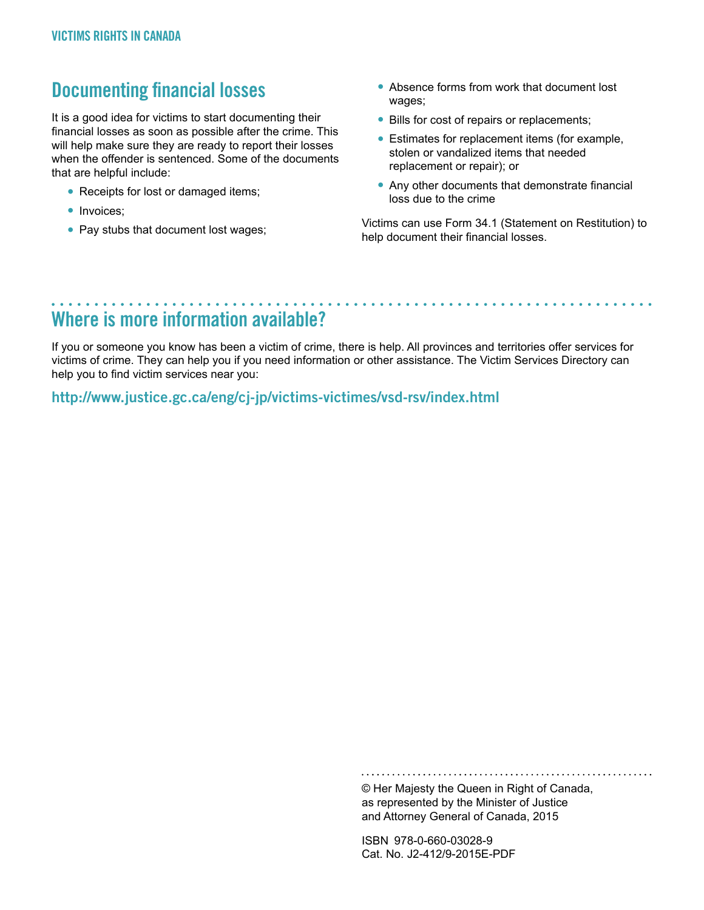## Documenting financial losses

It is a good idea for victims to start documenting their financial losses as soon as possible after the crime. This will help make sure they are ready to report their losses when the offender is sentenced. Some of the documents that are helpful include:

- Receipts for lost or damaged items;
- Invoices;
- Pay stubs that document lost wages;
- Absence forms from work that document lost wages;
- Bills for cost of repairs or replacements;
- Estimates for replacement items (for example, stolen or vandalized items that needed replacement or repair); or
- Any other documents that demonstrate financial loss due to the crime

Victims can use Form 34.1 (Statement on Restitution) to help document their financial losses.

## Where is more information available?

If you or someone you know has been a victim of crime, there is help. All provinces and territories offer services for victims of crime. They can help you if you need information or other assistance. The Victim Services Directory can help you to find victim services near you:

**http://www.justice.gc.ca/eng/cj-jp/victims-victimes/vsd-rsv/index.html**

© Her Majesty the Queen in Right of Canada, as represented by the Minister of Justice and Attorney General of Canada, 2015

ISBN 978-0-660-03028-9
Cat. No. J2-412/9-2015E-PDF